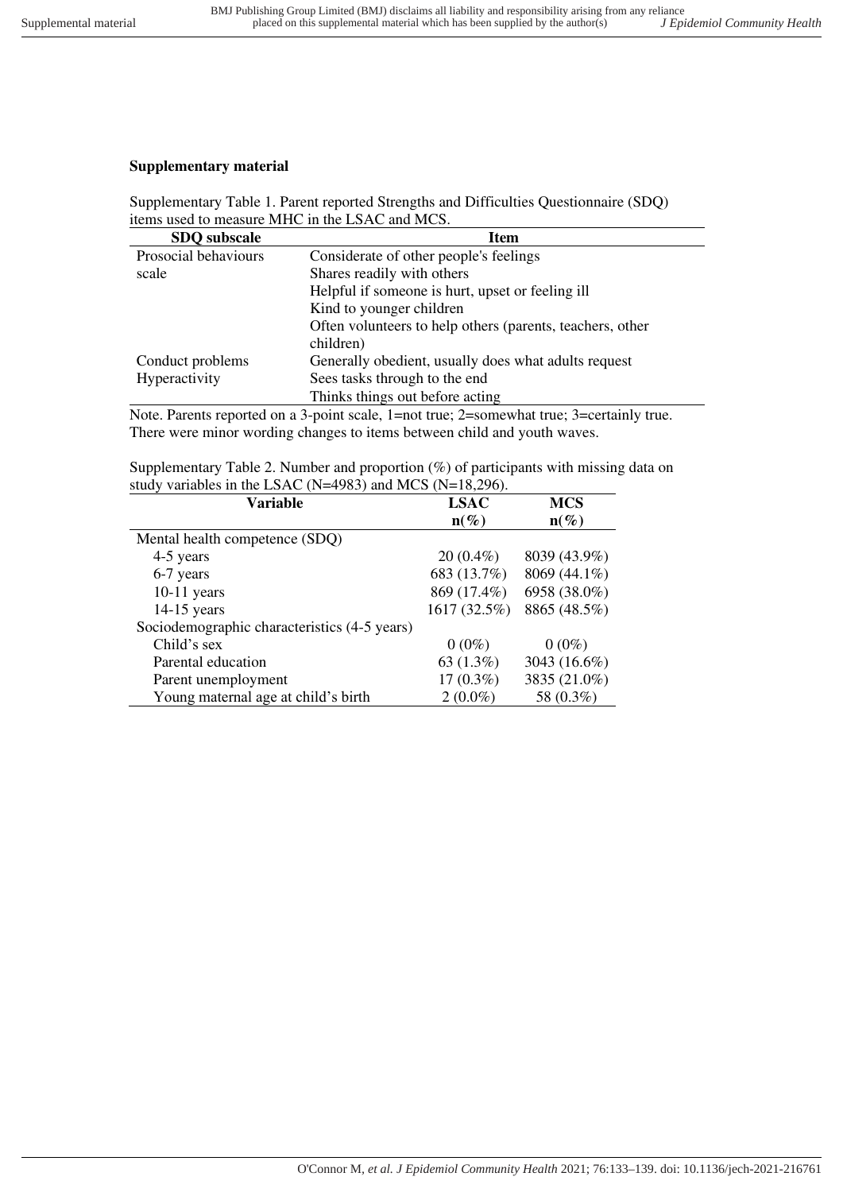## Supplementary material

Supplementary Table 1. Parent reported Strengths and Difficulties Questionnaire (SDQ) items used to measure MHC in the LSAC and MCS.

| SDQ subscale | Item |
|---|---|
| Prosocial behaviours scale | Considerate of other people's feelings |
| | Shares readily with others |
| | Helpful if someone is hurt, upset or feeling ill |
| | Kind to younger children |
| | Often volunteers to help others (parents, teachers, other children) |
| Conduct problems | Generally obedient, usually does what adults request |
| Hyperactivity | Sees tasks through to the end |
| | Thinks things out before acting |

Note. Parents reported on a 3-point scale, 1=not true; 2=somewhat true; 3=certainly true. There were minor wording changes to items between child and youth waves.

Supplementary Table 2. Number and proportion (%) of participants with missing data on study variables in the LSAC (N=4983) and MCS (N=18,296).

| Variable | LSAC n(%) | MCS n(%) |
|---|---|---|
| Mental health competence (SDQ) | | |
| 4-5 years | 20 (0.4%) | 8039 (43.9%) |
| 6-7 years | 683 (13.7%) | 8069 (44.1%) |
| 10-11 years | 869 (17.4%) | 6958 (38.0%) |
| 14-15 years | 1617 (32.5%) | 8865 (48.5%) |
| Sociodemographic characteristics (4-5 years) | | |
| Child's sex | 0 (0%) | 0 (0%) |
| Parental education | 63 (1.3%) | 3043 (16.6%) |
| Parent unemployment | 17 (0.3%) | 3835 (21.0%) |
| Young maternal age at child's birth | 2 (0.0%) | 58 (0.3%) |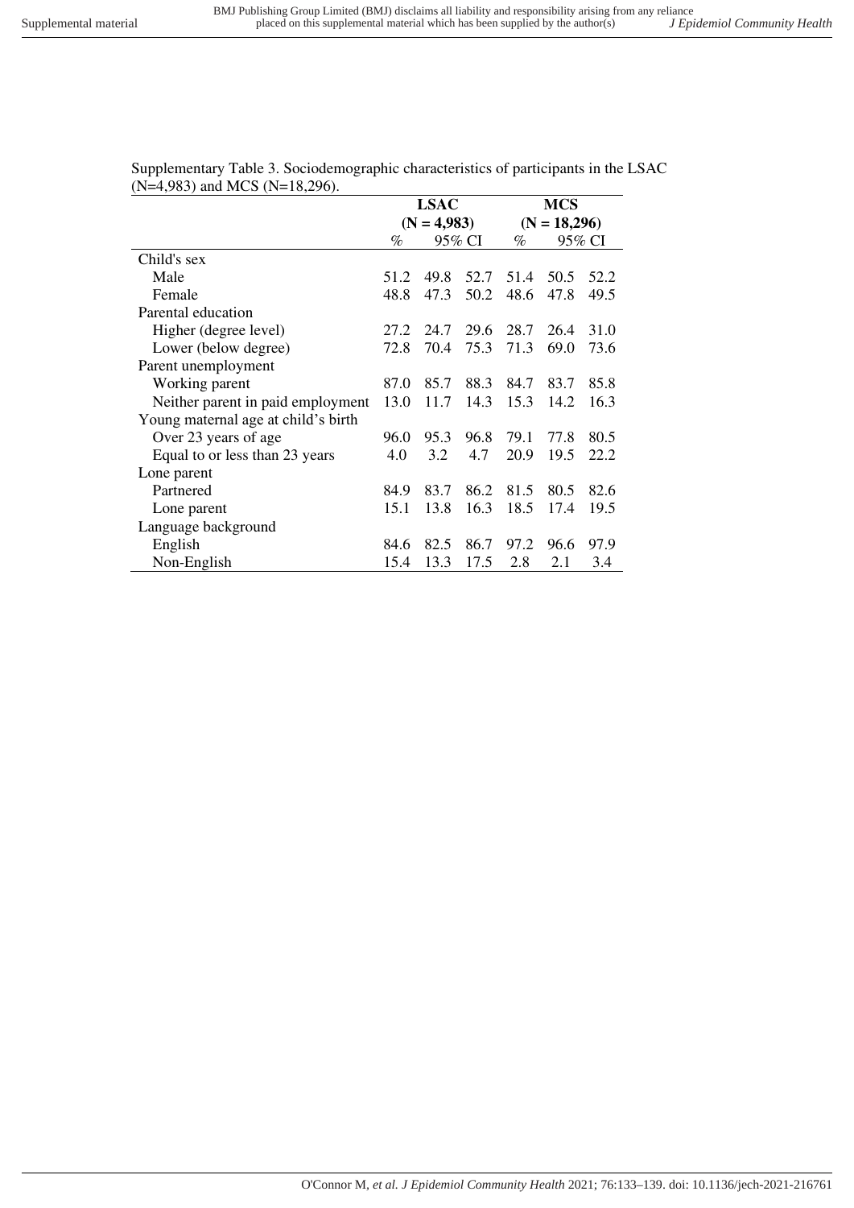Supplementary Table 3. Sociodemographic characteristics of participants in the LSAC (N=4,983) and MCS (N=18,296).

| | LSAC (N = 4,983) | | | MCS (N = 18,296) | | |
|---|---|---|---|---|---|---|
| | % | 95% CI | | % | 95% CI | |
| Child's sex | | | | | | |
| Male | 51.2 | 49.8 | 52.7 | 51.4 | 50.5 | 52.2 |
| Female | 48.8 | 47.3 | 50.2 | 48.6 | 47.8 | 49.5 |
| Parental education | | | | | | |
| Higher (degree level) | 27.2 | 24.7 | 29.6 | 28.7 | 26.4 | 31.0 |
| Lower (below degree) | 72.8 | 70.4 | 75.3 | 71.3 | 69.0 | 73.6 |
| Parent unemployment | | | | | | |
| Working parent | 87.0 | 85.7 | 88.3 | 84.7 | 83.7 | 85.8 |
| Neither parent in paid employment | 13.0 | 11.7 | 14.3 | 15.3 | 14.2 | 16.3 |
| Young maternal age at child's birth | | | | | | |
| Over 23 years of age | 96.0 | 95.3 | 96.8 | 79.1 | 77.8 | 80.5 |
| Equal to or less than 23 years | 4.0 | 3.2 | 4.7 | 20.9 | 19.5 | 22.2 |
| Lone parent | | | | | | |
| Partnered | 84.9 | 83.7 | 86.2 | 81.5 | 80.5 | 82.6 |
| Lone parent | 15.1 | 13.8 | 16.3 | 18.5 | 17.4 | 19.5 |
| Language background | | | | | | |
| English | 84.6 | 82.5 | 86.7 | 97.2 | 96.6 | 97.9 |
| Non-English | 15.4 | 13.3 | 17.5 | 2.8 | 2.1 | 3.4 |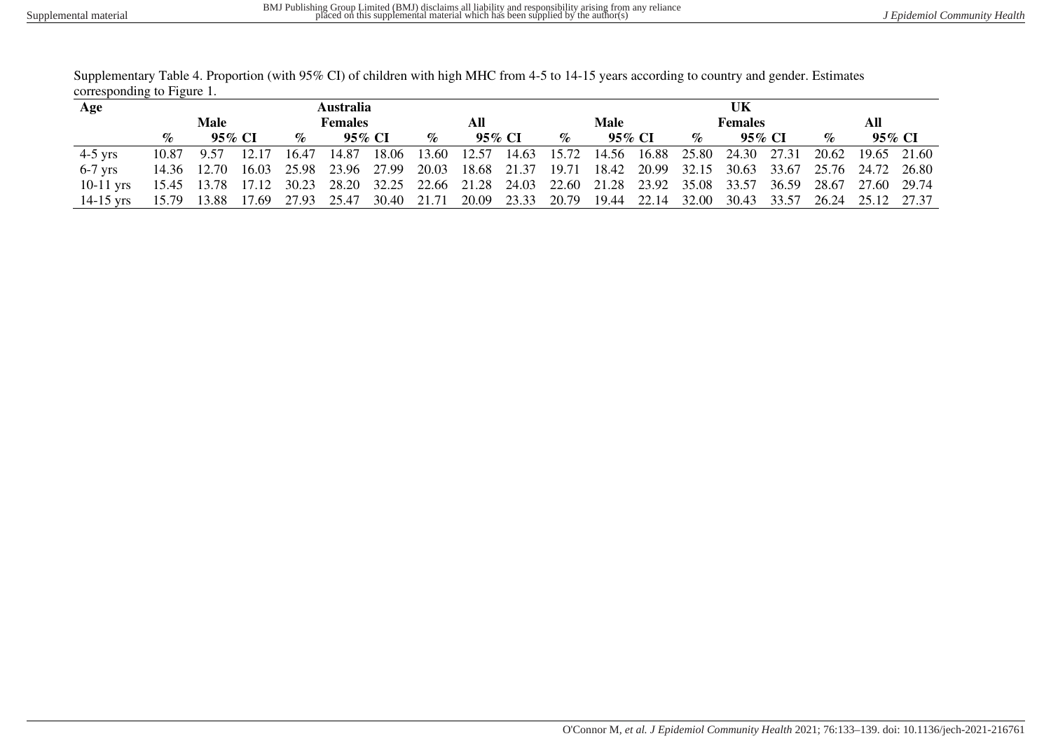Supplementary Table 4. Proportion (with 95% CI) of children with high MHC from 4-5 to 14-15 years according to country and gender. Estimates corresponding to Figure 1.

| Age | Australia | | | | | | | | | UK | | | | | | | | |
|---|---|---|---|---|---|---|---|---|---|---|---|---|---|---|---|---|---|---|
| | Male | | | Females | | | All | | | Male | | | Females | | | All | | |
| | % | 95% CI | | % | 95% CI | | % | 95% CI | | % | 95% CI | | % | 95% CI | | % | 95% CI | |
| 4-5 yrs | 10.87 | 9.57 | 12.17 | 16.47 | 14.87 | 18.06 | 13.60 | 12.57 | 14.63 | 15.72 | 14.56 | 16.88 | 25.80 | 24.30 | 27.31 | 20.62 | 19.65 | 21.60 |
| 6-7 yrs | 14.36 | 12.70 | 16.03 | 25.98 | 23.96 | 27.99 | 20.03 | 18.68 | 21.37 | 19.71 | 18.42 | 20.99 | 32.15 | 30.63 | 33.67 | 25.76 | 24.72 | 26.80 |
| 10-11 yrs | 15.45 | 13.78 | 17.12 | 30.23 | 28.20 | 32.25 | 22.66 | 21.28 | 24.03 | 22.60 | 21.28 | 23.92 | 35.08 | 33.57 | 36.59 | 28.67 | 27.60 | 29.74 |
| 14-15 yrs | 15.79 | 13.88 | 17.69 | 27.93 | 25.47 | 30.40 | 21.71 | 20.09 | 23.33 | 20.79 | 19.44 | 22.14 | 32.00 | 30.43 | 33.57 | 26.24 | 25.12 | 27.37 |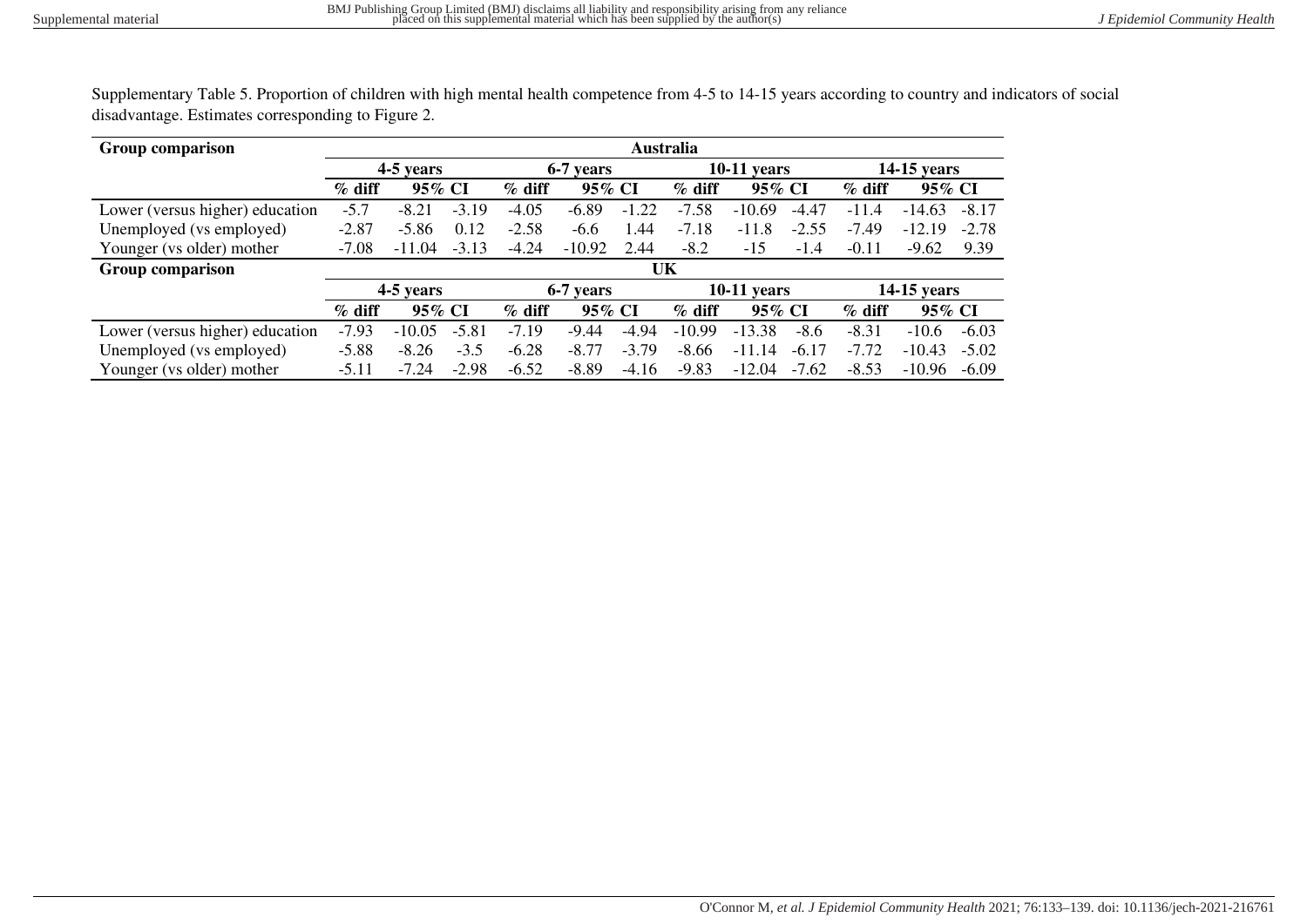Supplementary Table 5. Proportion of children with high mental health competence from 4-5 to 14-15 years according to country and indicators of social disadvantage. Estimates corresponding to Figure 2.

| Group comparison | Australia | | | | | | | | | | | |
|---|---|---|---|---|---|---|---|---|---|---|---|---|
| | 4-5 years | | | 6-7 years | | | 10-11 years | | | 14-15 years | | |
| | % diff | 95% CI | | % diff | 95% CI | | % diff | 95% CI | | % diff | 95% CI | |
| Lower (versus higher) education | -5.7 | -8.21 | -3.19 | -4.05 | -6.89 | -1.22 | -7.58 | -10.69 | -4.47 | -11.4 | -14.63 | -8.17 |
| Unemployed (vs employed) | -2.87 | -5.86 | 0.12 | -2.58 | -6.6 | 1.44 | -7.18 | -11.8 | -2.55 | -7.49 | -12.19 | -2.78 |
| Younger (vs older) mother | -7.08 | -11.04 | -3.13 | -4.24 | -10.92 | 2.44 | -8.2 | -15 | -1.4 | -0.11 | -9.62 | 9.39 |
| **Group comparison** | **UK** | | | | | | | | | | | |
| | 4-5 years | | | 6-7 years | | | 10-11 years | | | 14-15 years | | |
| | % diff | 95% CI | | % diff | 95% CI | | % diff | 95% CI | | % diff | 95% CI | |
| Lower (versus higher) education | -7.93 | -10.05 | -5.81 | -7.19 | -9.44 | -4.94 | -10.99 | -13.38 | -8.6 | -8.31 | -10.6 | -6.03 |
| Unemployed (vs employed) | -5.88 | -8.26 | -3.5 | -6.28 | -8.77 | -3.79 | -8.66 | -11.14 | -6.17 | -7.72 | -10.43 | -5.02 |
| Younger (vs older) mother | -5.11 | -7.24 | -2.98 | -6.52 | -8.89 | -4.16 | -9.83 | -12.04 | -7.62 | -8.53 | -10.96 | -6.09 |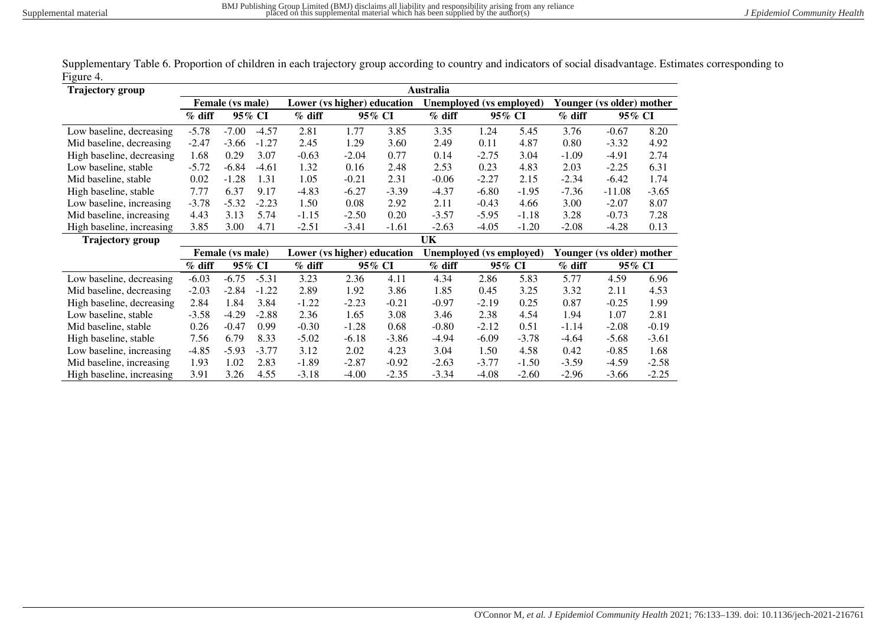Supplementary Table 6. Proportion of children in each trajectory group according to country and indicators of social disadvantage. Estimates corresponding to Figure 4.

| Trajectory group | Australia | | | | | | | | | | | |
|---|---|---|---|---|---|---|---|---|---|---|---|---|
| | Female (vs male) | | | Lower (vs higher) education | | | Unemployed (vs employed) | | | Younger (vs older) mother | | |
| | % diff | 95% CI | | % diff | 95% CI | | % diff | 95% CI | | % diff | 95% CI | |
| Low baseline, decreasing | -5.78 | -7.00 | -4.57 | 2.81 | 1.77 | 3.85 | 3.35 | 1.24 | 5.45 | 3.76 | -0.67 | 8.20 |
| Mid baseline, decreasing | -2.47 | -3.66 | -1.27 | 2.45 | 1.29 | 3.60 | 2.49 | 0.11 | 4.87 | 0.80 | -3.32 | 4.92 |
| High baseline, decreasing | 1.68 | 0.29 | 3.07 | -0.63 | -2.04 | 0.77 | 0.14 | -2.75 | 3.04 | -1.09 | -4.91 | 2.74 |
| Low baseline, stable | -5.72 | -6.84 | -4.61 | 1.32 | 0.16 | 2.48 | 2.53 | 0.23 | 4.83 | 2.03 | -2.25 | 6.31 |
| Mid baseline, stable | 0.02 | -1.28 | 1.31 | 1.05 | -0.21 | 2.31 | -0.06 | -2.27 | 2.15 | -2.34 | -6.42 | 1.74 |
| High baseline, stable | 7.77 | 6.37 | 9.17 | -4.83 | -6.27 | -3.39 | -4.37 | -6.80 | -1.95 | -7.36 | -11.08 | -3.65 |
| Low baseline, increasing | -3.78 | -5.32 | -2.23 | 1.50 | 0.08 | 2.92 | 2.11 | -0.43 | 4.66 | 3.00 | -2.07 | 8.07 |
| Mid baseline, increasing | 4.43 | 3.13 | 5.74 | -1.15 | -2.50 | 0.20 | -3.57 | -5.95 | -1.18 | 3.28 | -0.73 | 7.28 |
| High baseline, increasing | 3.85 | 3.00 | 4.71 | -2.51 | -3.41 | -1.61 | -2.63 | -4.05 | -1.20 | -2.08 | -4.28 | 0.13 |
| **Trajectory group** | **UK** | | | | | | | | | | | |
| | Female (vs male) | | | Lower (vs higher) education | | | Unemployed (vs employed) | | | Younger (vs older) mother | | |
| | % diff | 95% CI | | % diff | 95% CI | | % diff | 95% CI | | % diff | 95% CI | |
| Low baseline, decreasing | -6.03 | -6.75 | -5.31 | 3.23 | 2.36 | 4.11 | 4.34 | 2.86 | 5.83 | 5.77 | 4.59 | 6.96 |
| Mid baseline, decreasing | -2.03 | -2.84 | -1.22 | 2.89 | 1.92 | 3.86 | 1.85 | 0.45 | 3.25 | 3.32 | 2.11 | 4.53 |
| High baseline, decreasing | 2.84 | 1.84 | 3.84 | -1.22 | -2.23 | -0.21 | -0.97 | -2.19 | 0.25 | 0.87 | -0.25 | 1.99 |
| Low baseline, stable | -3.58 | -4.29 | -2.88 | 2.36 | 1.65 | 3.08 | 3.46 | 2.38 | 4.54 | 1.94 | 1.07 | 2.81 |
| Mid baseline, stable | 0.26 | -0.47 | 0.99 | -0.30 | -1.28 | 0.68 | -0.80 | -2.12 | 0.51 | -1.14 | -2.08 | -0.19 |
| High baseline, stable | 7.56 | 6.79 | 8.33 | -5.02 | -6.18 | -3.86 | -4.94 | -6.09 | -3.78 | -4.64 | -5.68 | -3.61 |
| Low baseline, increasing | -4.85 | -5.93 | -3.77 | 3.12 | 2.02 | 4.23 | 3.04 | 1.50 | 4.58 | 0.42 | -0.85 | 1.68 |
| Mid baseline, increasing | 1.93 | 1.02 | 2.83 | -1.89 | -2.87 | -0.92 | -2.63 | -3.77 | -1.50 | -3.59 | -4.59 | -2.58 |
| High baseline, increasing | 3.91 | 3.26 | 4.55 | -3.18 | -4.00 | -2.35 | -3.34 | -4.08 | -2.60 | -2.96 | -3.66 | -2.25 |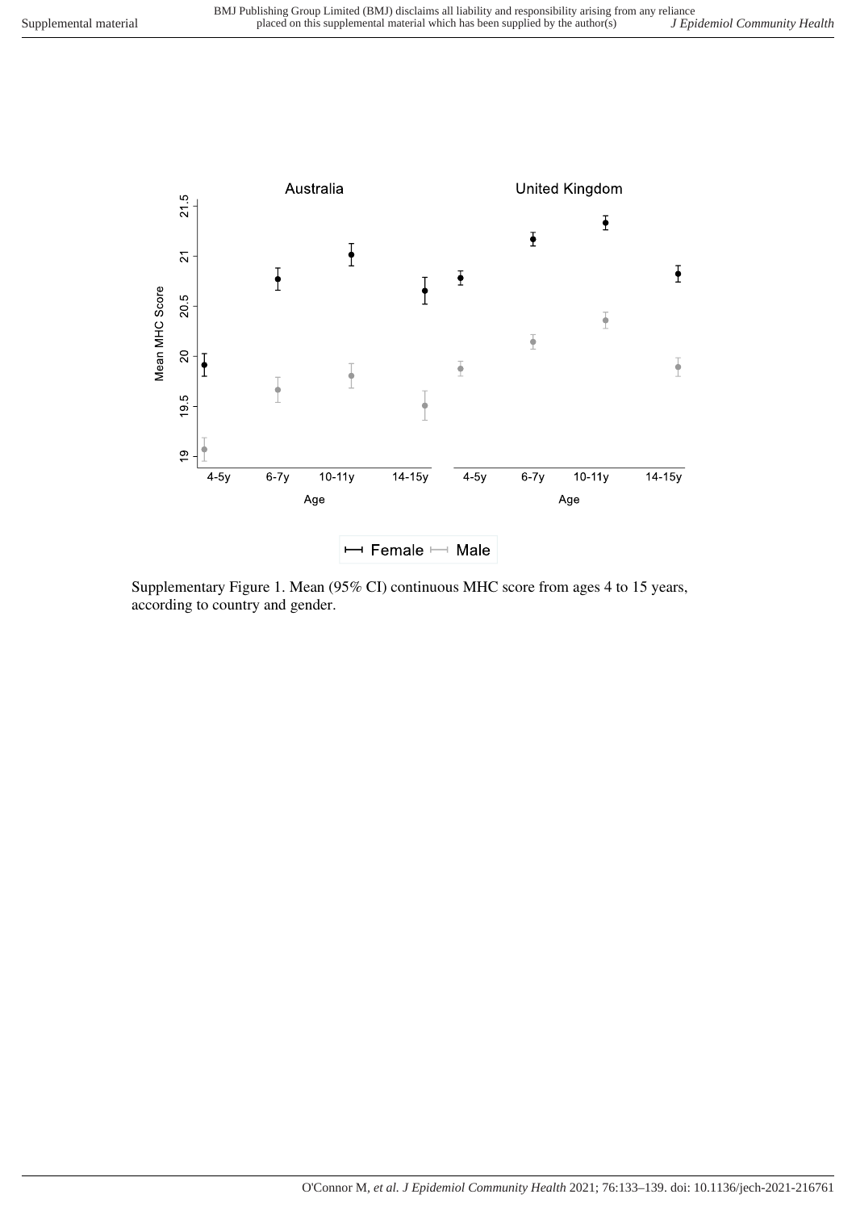Supplementary Figure 1. Mean (95% CI) continuous MHC score from ages 4 to 15 years, according to country and gender.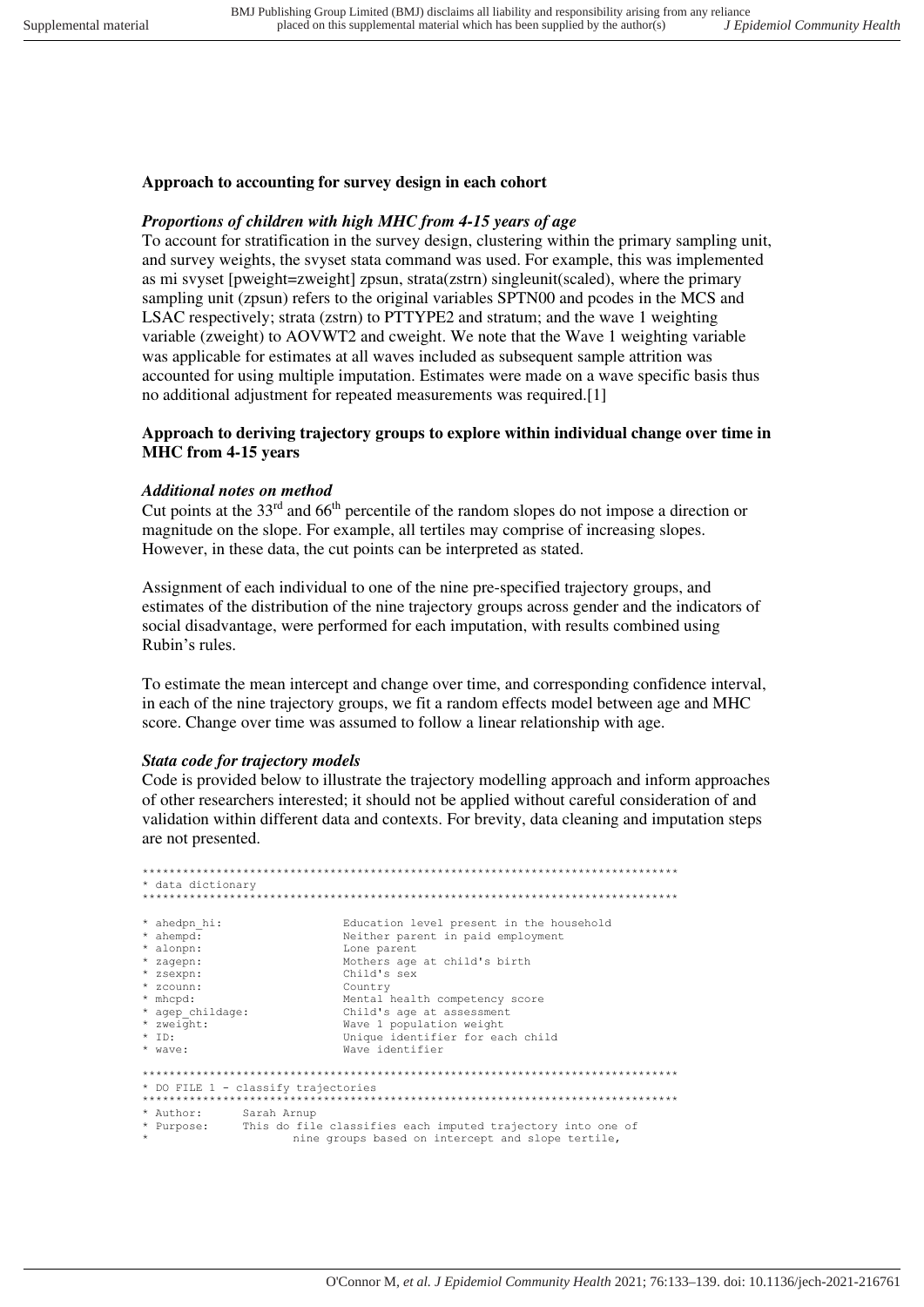### Approach to accounting for survey design in each cohort

#### *Proportions of children with high MHC from 4-15 years of age*

To account for stratification in the survey design, clustering within the primary sampling unit, and survey weights, the svyset stata command was used. For example, this was implemented as mi svyset [pweight=zweight] zpsun, strata(zstrn) singleunit(scaled), where the primary sampling unit (zpsun) refers to the original variables SPTN00 and pcodes in the MCS and LSAC respectively; strata (zstrn) to PTTYPE2 and stratum; and the wave 1 weighting variable (zweight) to AOVWT2 and cweight. We note that the Wave 1 weighting variable was applicable for estimates at all waves included as subsequent sample attrition was accounted for using multiple imputation. Estimates were made on a wave specific basis thus no additional adjustment for repeated measurements was required.[1]

### Approach to deriving trajectory groups to explore within individual change over time in MHC from 4-15 years

#### *Additional notes on method*

Cut points at the 33rd and 66th percentile of the random slopes do not impose a direction or magnitude on the slope. For example, all tertiles may comprise of increasing slopes. However, in these data, the cut points can be interpreted as stated.

Assignment of each individual to one of the nine pre-specified trajectory groups, and estimates of the distribution of the nine trajectory groups across gender and the indicators of social disadvantage, were performed for each imputation, with results combined using Rubin's rules.

To estimate the mean intercept and change over time, and corresponding confidence interval, in each of the nine trajectory groups, we fit a random effects model between age and MHC score. Change over time was assumed to follow a linear relationship with age.

#### *Stata code for trajectory models*

Code is provided below to illustrate the trajectory modelling approach and inform approaches of other researchers interested; it should not be applied without careful consideration of and validation within different data and contexts. For brevity, data cleaning and imputation steps are not presented.

```
******************************************************************************
* data dictionary
******************************************************************************

* ahedpn_hi:                  Education level present in the household
* ahempd:                     Neither parent in paid employment
* alonpn:                     Lone parent
* zagepn:                     Mothers age at child's birth
* zsexpn:                     Child's sex
* zcounn:                     Country
* mhcpd:                      Mental health competency score
* agep_childage:              Child's age at assessment
* zweight:                    Wave 1 population weight
* ID:                         Unique identifier for each child
* wave:                       Wave identifier

******************************************************************************
* DO FILE 1 - classify trajectories
******************************************************************************
* Author:      Sarah Arnup
* Purpose:     This do file classifies each imputed trajectory into one of
*                     nine groups based on intercept and slope tertile,
```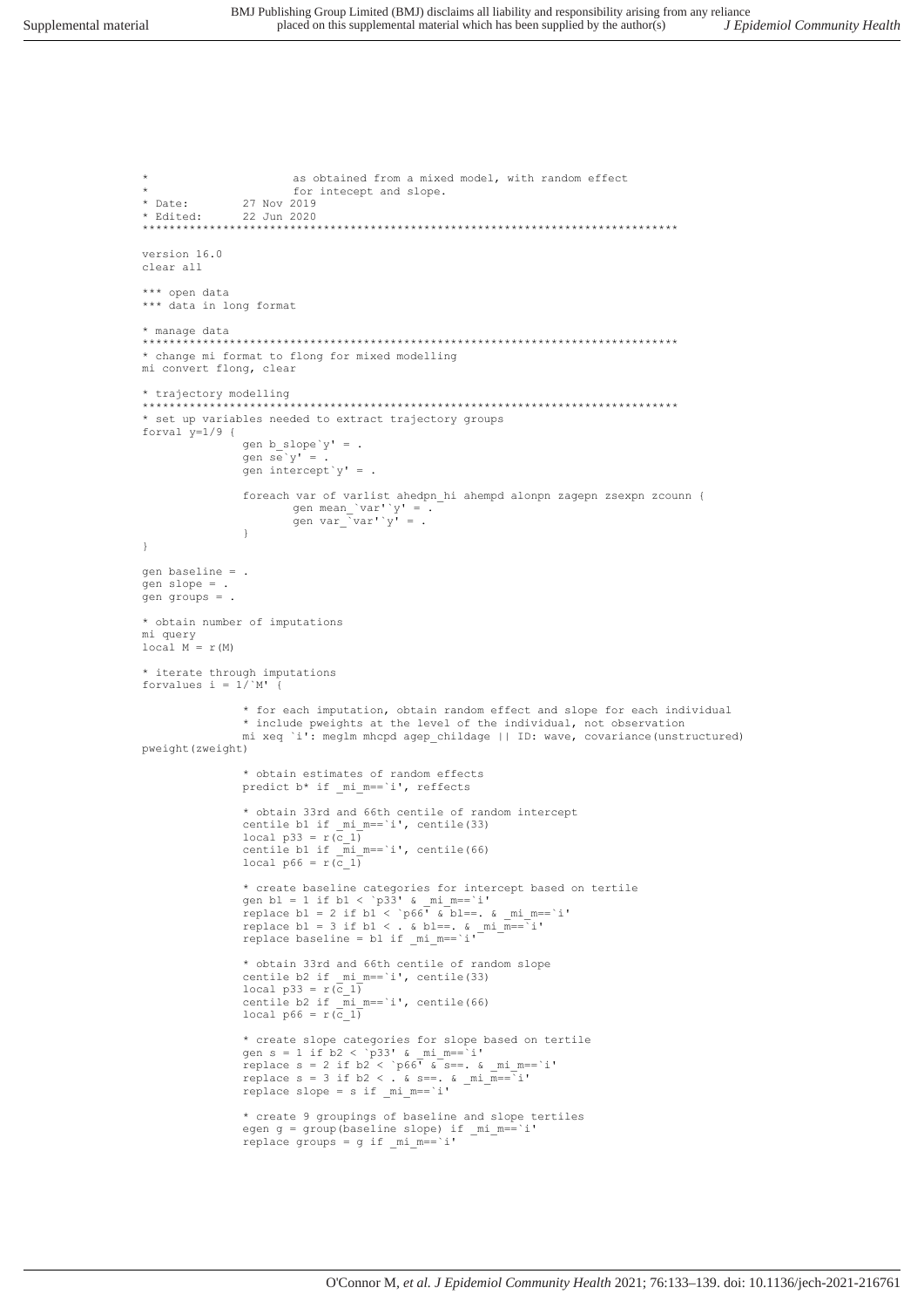```
*                     as obtained from a mixed model, with random effect
*                     for intecept and slope.
* Date:        27 Nov 2019
* Edited:      22 Jun 2020
********************************************************************************

version 16.0
clear all

*** open data
*** data in long format

* manage data
********************************************************************************
* change mi format to flong for mixed modelling
mi convert flong, clear

* trajectory modelling
********************************************************************************
* set up variables needed to extract trajectory groups
forval y=1/9 {
               gen b_slope`y' = .
               gen se`y' = .
               gen intercept`y' = .

               foreach var of varlist ahedpn_hi ahempd alonpn zagepn zsexpn zcounn {
                       gen mean_`var'`y' = .
                       gen var_`var'`y' = .
               }
}

gen baseline = .
gen slope = .
gen groups = .

* obtain number of imputations
mi query
local M = r(M)

* iterate through imputations
forvalues i = 1/`M' {

               * for each imputation, obtain random effect and slope for each individual
               * include pweights at the level of the individual, not observation
               mi xeq `i': meglm mhcpd agep_childage || ID: wave, covariance(unstructured)
pweight(zweight)

               * obtain estimates of random effects
               predict b* if _mi_m==`i', reffects

               * obtain 33rd and 66th centile of random intercept
               centile b1 if _mi_m==`i', centile(33)
               local p33 = r(c_1)
               centile b1 if _mi_m==`i', centile(66)
               local p66 = r(c_1)

               * create baseline categories for intercept based on tertile
               gen bl = 1 if b1 < `p33' & _mi_m==`i'
               replace bl = 2 if b1 < `p66' & bl==. & _mi_m==`i'
               replace bl = 3 if b1 < . & bl==. & _mi_m==`i'
               replace baseline = bl if _mi_m==`i'

               * obtain 33rd and 66th centile of random slope
               centile b2 if _mi_m==`i', centile(33)
               local p33 = r(c_1)
               centile b2 if _mi_m==`i', centile(66)
               local p66 = r(c_1)

               * create slope categories for slope based on tertile
               gen s = 1 if b2 < `p33' & _mi_m==`i'
               replace s = 2 if b2 < `p66' & s==. & _mi_m==`i'
               replace s = 3 if b2 < . & s==. & _mi_m==`i'
               replace slope = s if _mi_m==`i'

               * create 9 groupings of baseline and slope tertiles
               egen g = group(baseline slope) if _mi_m==`i'
               replace groups = g if _mi_m==`i'
```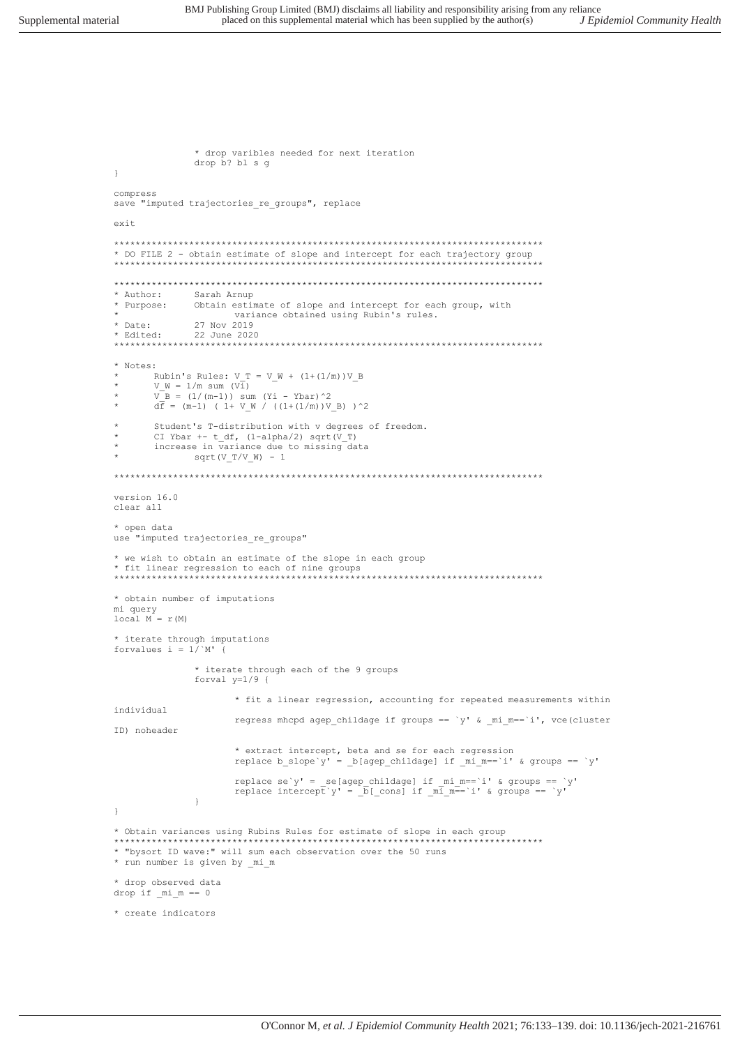```
		* drop varibles needed for next iteration
		drop b? bl s g
}

compress
save "imputed trajectories_re_groups", replace

exit

*******************************************************************************
* DO FILE 2 - obtain estimate of slope and intercept for each trajectory group
*******************************************************************************

*******************************************************************************
* Author:	Sarah Arnup
* Purpose:	Obtain estimate of slope and intercept for each group, with
*			variance obtained using Rubin's rules.
* Date:		27 Nov 2019
* Edited:	22 June 2020
*******************************************************************************

* Notes:
*	Rubin's Rules: V_T = V_W + (1+(1/m))V_B
*	V_W = 1/m sum (Vi)
*	V_B = (1/(m-1)) sum (Yi - Ybar)^2
*	df = (m-1) ( 1+ V_W / ((1+(1/m))V_B) )^2

*	Student's T-distribution with v degrees of freedom.
*	CI Ybar +- t_df, (1-alpha/2) sqrt(V_T)
*	increase in variance due to missing data
*		sqrt(V_T/V_W) - 1

*******************************************************************************

version 16.0
clear all

* open data
use "imputed trajectories_re_groups"

* we wish to obtain an estimate of the slope in each group
* fit linear regression to each of nine groups
*******************************************************************************

* obtain number of imputations
mi query
local M = r(M)

* iterate through imputations
forvalues i = 1/`M' {

		* iterate through each of the 9 groups
		forval y=1/9 {

			* fit a linear regression, accounting for repeated measurements within
individual
			regress mhcpd agep_childage if groups == `y' & _mi_m==`i', vce(cluster
ID) noheader

			* extract intercept, beta and se for each regression
			replace b_slope`y' = _b[agep_childage] if _mi_m==`i' & groups == `y'

			replace se`y' = _se[agep_childage] if _mi_m==`i' & groups == `y'
			replace intercept`y' = _b[_cons] if _mi_m==`i' & groups == `y'
		}
}

* Obtain variances using Rubins Rules for estimate of slope in each group
*******************************************************************************
* "bysort ID wave:" will sum each observation over the 50 runs
* run number is given by _mi_m

* drop observed data
drop if _mi_m == 0

* create indicators
```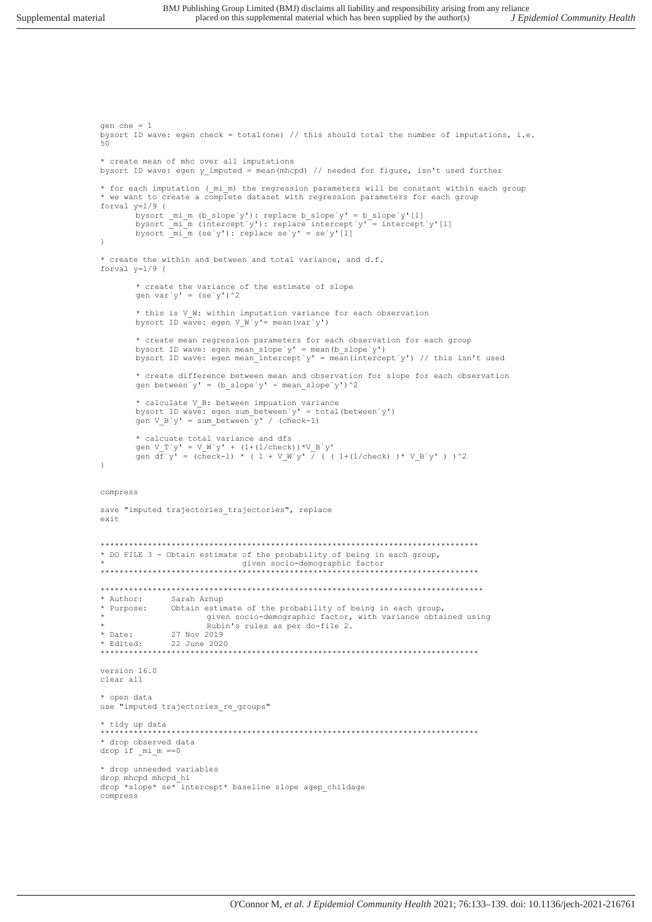```
gen one = 1
bysort ID wave: egen check = total(one) // this should total the number of imputations, i.e.
50

* create mean of mhc over all imputations
bysort ID wave: egen y_imputed = mean(mhcpd) // needed for figure, isn't used further

* for each imputation (_mi_m) the regression parameters will be constant within each group
* we want to create a complete dataset with regression parameters for each group
forval y=1/9 {
        bysort _mi_m (b_slope`y'): replace b_slope`y' = b_slope`y'[1]
        bysort _mi_m (intercept`y'): replace intercept`y' = intercept`y'[1]
        bysort _mi_m (se`y'): replace se`y' = se`y'[1]
}

* create the within and between and total variance, and d.f.
forval y=1/9 {

        * create the variance of the estimate of slope
        gen var`y' = (se`y')^2

        * this is V_W: within imputation variance for each observation
        bysort ID wave: egen V_W`y'= mean(var`y')

        * create mean regression parameters for each observation for each group
        bysort ID wave: egen mean_slope`y' = mean(b_slope`y')
        bysort ID wave: egen mean_intercept`y' = mean(intercept`y') // this isn't used

        * create difference between mean and observation for slope for each observation
        gen between`y' = (b_slope`y' - mean_slope`y')^2

        * calculate V_B: between impuation variance
        bysort ID wave: egen sum_between`y' = total(between`y')
        gen V_B`y' = sum_between`y' / (check-1)

        * calcuate total variance and dfs
        gen V_T`y' = V_W`y' + (1+(1/check))*V_B`y'
        gen df`y' = (check-1) * ( 1 + V_W`y' / ( ( 1+(1/check) )* V_B`y' ) )^2
}


compress

save "imputed trajectories_trajectories", replace
exit


********************************************************************************
* DO FILE 3 - Obtain estimate of the probability of being in each group,
*                               given socio-demographic factor
********************************************************************************

********************************************************************************
* Author:       Sarah Arnup
* Purpose:      Obtain estimate of the probability of being in each group,
*                       given socio-demographic factor, with variance obtained using
*                       Rubin's rules as per do-file 2.
* Date:         27 Nov 2019
* Edited:       22 June 2020
********************************************************************************

version 16.0
clear all

* open data
use "imputed trajectories_re_groups"

* tidy up data
********************************************************************************
* drop observed data
drop if _mi_m ==0

* drop unneeded variables
drop mhcpd mhcpd_hi
drop *slope* se* intercept* baseline slope agep_childage
compress
```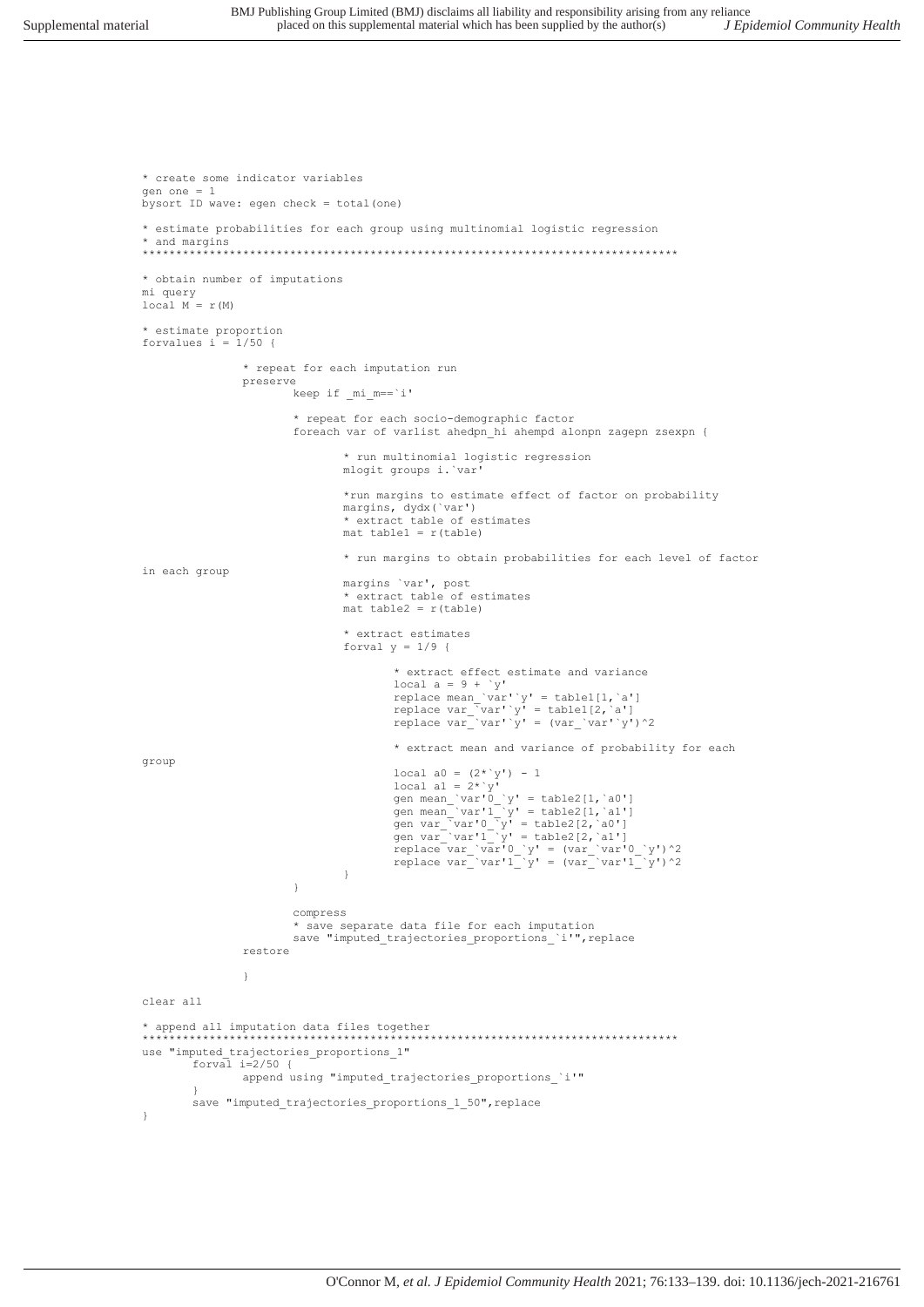```
* create some indicator variables
gen one = 1
bysort ID wave: egen check = total(one)

* estimate probabilities for each group using multinomial logistic regression
* and margins
******************************************************************************

* obtain number of imputations
mi query
local M = r(M)

* estimate proportion
forvalues i = 1/50 {

		* repeat for each imputation run
		preserve
			keep if _mi_m==`i'

			* repeat for each socio-demographic factor
			foreach var of varlist ahedpn_hi ahempd alonpn zagepn zsexpn {

				* run multinomial logistic regression
				mlogit groups i.`var'

				*run margins to estimate effect of factor on probability
				margins, dydx(`var')
				* extract table of estimates
				mat table1 = r(table)

				* run margins to obtain probabilities for each level of factor
in each group
				margins `var', post
				* extract table of estimates
				mat table2 = r(table)

				* extract estimates
				forval y = 1/9 {

					* extract effect estimate and variance
					local a = 9 + `y'
					replace mean_`var'`y' = table1[1,`a']
					replace var_`var'`y' = table1[2,`a']
					replace var_`var'`y' = (var_`var'`y')^2

					* extract mean and variance of probability for each
group
					local a0 = (2*`y') - 1
					local a1 = 2*`y'
					gen mean_`var'0_`y' = table2[1,`a0']
					gen mean_`var'1_`y' = table2[1,`a1']
					gen var_`var'0_`y' = table2[2,`a0']
					gen var_`var'1_`y' = table2[2,`a1']
					replace var_`var'0_`y' = (var_`var'0_`y')^2
					replace var_`var'1_`y' = (var_`var'1_`y')^2
				}
			}

			compress
			* save separate data file for each imputation
			save "imputed_trajectories_proportions_`i'",replace
		restore

		}

clear all

* append all imputation data files together
******************************************************************************
use "imputed_trajectories_proportions_1"
	forval i=2/50 {
		append using "imputed_trajectories_proportions_`i'"
	}
	save "imputed_trajectories_proportions_1_50",replace
}
```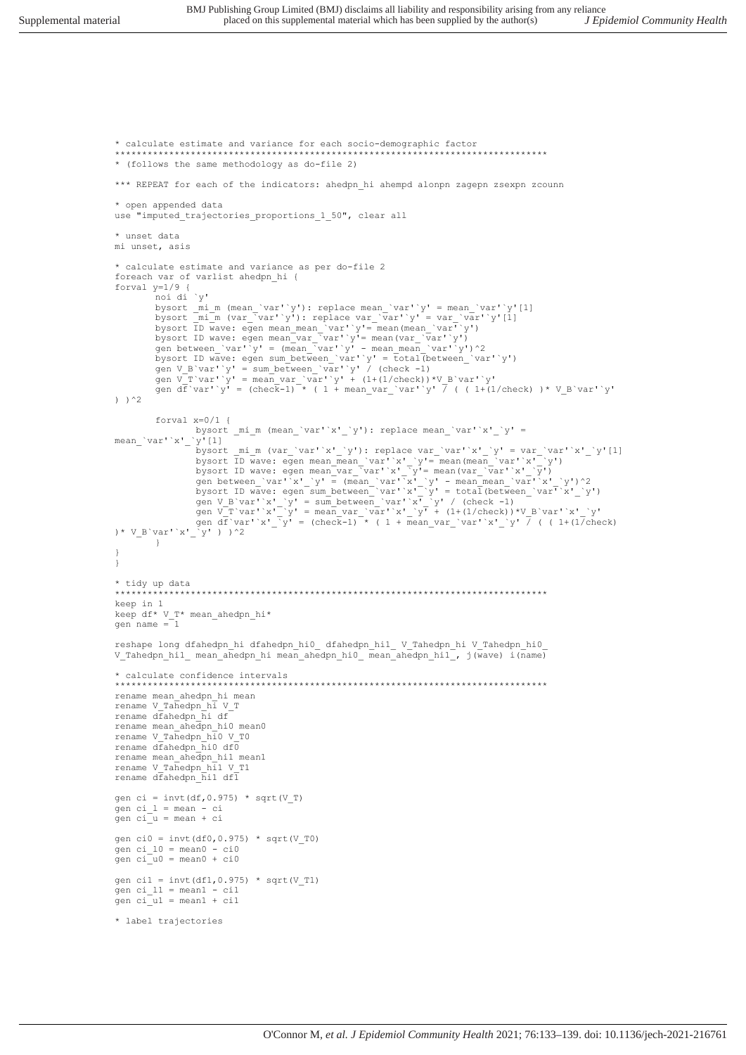```
* calculate estimate and variance for each socio-demographic factor
*******************************************************************************
* (follows the same methodology as do-file 2)

*** REPEAT for each of the indicators: ahedpn_hi ahempd alonpn zagepn zsexpn zcounn

* open appended data
use "imputed_trajectories_proportions_1_50", clear all

* unset data
mi unset, asis

* calculate estimate and variance as per do-file 2
foreach var of varlist ahedpn_hi {
forval y=1/9 {
        noi di `y'
        bysort _mi_m (mean_`var'`y'): replace mean_`var'`y' = mean_`var'`y'[1]
        bysort _mi_m (var_`var'`y'): replace var_`var'`y' = var_`var'`y'[1]
        bysort ID wave: egen mean_mean_`var'`y'= mean(mean_`var'`y')
        bysort ID wave: egen mean_var_`var'`y'= mean(var_`var'`y')
        gen between_`var'`y' = (mean_`var'`y' - mean_mean_`var'`y')^2
        bysort ID wave: egen sum_between_`var'`y' = total(between_`var'`y')
        gen V_B`var'`y' = sum_between_`var'`y' / (check -1)
        gen V_T`var'`y' = mean_var_`var'`y' + (1+(1/check))*V_B`var'`y'
        gen df`var'`y' = (check-1) * ( 1 + mean_var_`var'`y' / ( ( 1+(1/check) )* V_B`var'`y'
) )^2

        forval x=0/1 {
                bysort _mi_m (mean_`var'`x'_`y'): replace mean_`var'`x'_`y' =
mean_`var'`x'_`y'[1]
                bysort _mi_m (var_`var'`x'_`y'): replace var_`var'`x'_`y' = var_`var'`x'_`y'[1]
                bysort ID wave: egen mean_mean_`var'`x'_`y'= mean(mean_`var'`x'_`y')
                bysort ID wave: egen mean_var_`var'`x'_`y'= mean(var_`var'`x'_`y')
                gen between_`var'`x'_`y' = (mean_`var'`x'_`y' - mean_mean_`var'`x'_`y')^2
                bysort ID wave: egen sum_between_`var'`x'_`y' = total(between_`var'`x'_`y')
                gen V_B`var'`x'_`y' = sum_between_`var'`x'_`y' / (check -1)
                gen V_T`var'`x'_`y' = mean_var_`var'`x'_`y' + (1+(1/check))*V_B`var'`x'_`y'
                gen df`var'`x'_`y' = (check-1) * ( 1 + mean_var_`var'`x'_`y' / ( ( 1+(1/check)
)* V_B`var'`x'_`y' ) )^2
        }
}
}

* tidy up data
*******************************************************************************
keep in 1
keep df* V_T* mean_ahedpn_hi*
gen name = 1

reshape long dfahedpn_hi dfahedpn_hi0_ dfahedpn_hi1_ V_Tahedpn_hi V_Tahedpn_hi0_
V_Tahedpn_hi1_ mean_ahedpn_hi mean_ahedpn_hi0_ mean_ahedpn_hi1_, j(wave) i(name)

* calculate confidence intervals
*******************************************************************************
rename mean_ahedpn_hi mean
rename V_Tahedpn_hi V_T
rename dfahedpn_hi df
rename mean_ahedpn_hi0 mean0
rename V_Tahedpn_hi0 V_T0
rename dfahedpn_hi0 df0
rename mean_ahedpn_hi1 mean1
rename V_Tahedpn_hi1 V_T1
rename dfahedpn_hi1 df1

gen ci = invt(df,0.975) * sqrt(V_T)
gen ci_l = mean - ci
gen ci_u = mean + ci

gen ci0 = invt(df0,0.975) * sqrt(V_T0)
gen ci_l0 = mean0 - ci0
gen ci_u0 = mean0 + ci0

gen ci1 = invt(df1,0.975) * sqrt(V_T1)
gen ci_l1 = mean1 - ci1
gen ci_u1 = mean1 + ci1

* label trajectories
```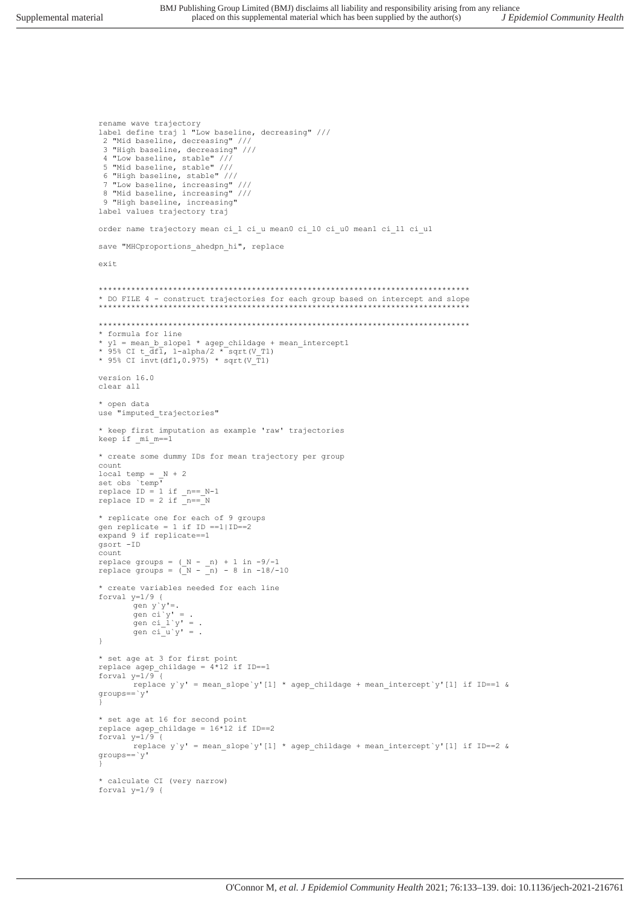```
rename wave trajectory
label define traj 1 "Low baseline, decreasing" ///
 2 "Mid baseline, decreasing" ///
 3 "High baseline, decreasing" ///
 4 "Low baseline, stable" ///
 5 "Mid baseline, stable" ///
 6 "High baseline, stable" ///
 7 "Low baseline, increasing" ///
 8 "Mid baseline, increasing" ///
 9 "High baseline, increasing"
label values trajectory traj

order name trajectory mean ci_l ci_u mean0 ci_l0 ci_u0 mean1 ci_l1 ci_u1

save "MHCproportions_ahedpn_hi", replace

exit


********************************************************************************
* DO FILE 4 - construct trajectories for each group based on intercept and slope
********************************************************************************

********************************************************************************
* formula for line
* y1 = mean_b_slope1 * agep_childage + mean_intercept1
* 95% CI t_df1, 1-alpha/2 * sqrt(V_T1)
* 95% CI invt(df1,0.975) * sqrt(V_T1)

version 16.0
clear all

* open data
use "imputed_trajectories"

* keep first imputation as example 'raw' trajectories
keep if _mi_m==1

* create some dummy IDs for mean trajectory per group
count
local temp = _N + 2
set obs `temp'
replace ID = 1 if _n==_N-1
replace ID = 2 if _n==_N

* replicate one for each of 9 groups
gen replicate = 1 if ID ==1|ID==2
expand 9 if replicate==1
gsort -ID
count
replace groups = (_N - _n) + 1 in -9/-1
replace groups = (_N - _n) - 8 in -18/-10

* create variables needed for each line
forval y=1/9 {
        gen y`y'=.
        gen ci`y' = .
        gen ci_l`y' = .
        gen ci_u`y' = .
}

* set age at 3 for first point
replace agep_childage = 4*12 if ID==1
forval y=1/9 {
        replace y`y' = mean_slope`y'[1] * agep_childage + mean_intercept`y'[1] if ID==1 &
groups==`y'
}

* set age at 16 for second point
replace agep_childage = 16*12 if ID==2
forval y=1/9 {
        replace y`y' = mean_slope`y'[1] * agep_childage + mean_intercept`y'[1] if ID==2 &
groups==`y'
}

* calculate CI (very narrow)
forval y=1/9 {
```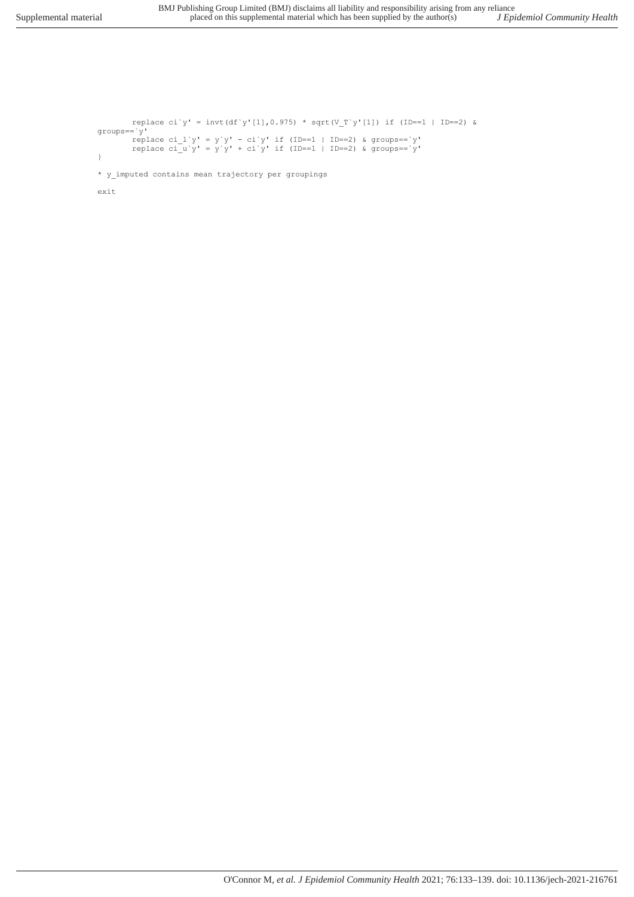```
        replace ci`y' = invt(df`y'[1],0.975) * sqrt(V_T`y'[1]) if (ID==1 | ID==2) &
groups==`y'
        replace ci_l`y' = y`y' - ci`y' if (ID==1 | ID==2) & groups==`y'
        replace ci_u`y' = y`y' + ci`y' if (ID==1 | ID==2) & groups==`y'
}

* y_imputed contains mean trajectory per groupings

exit
```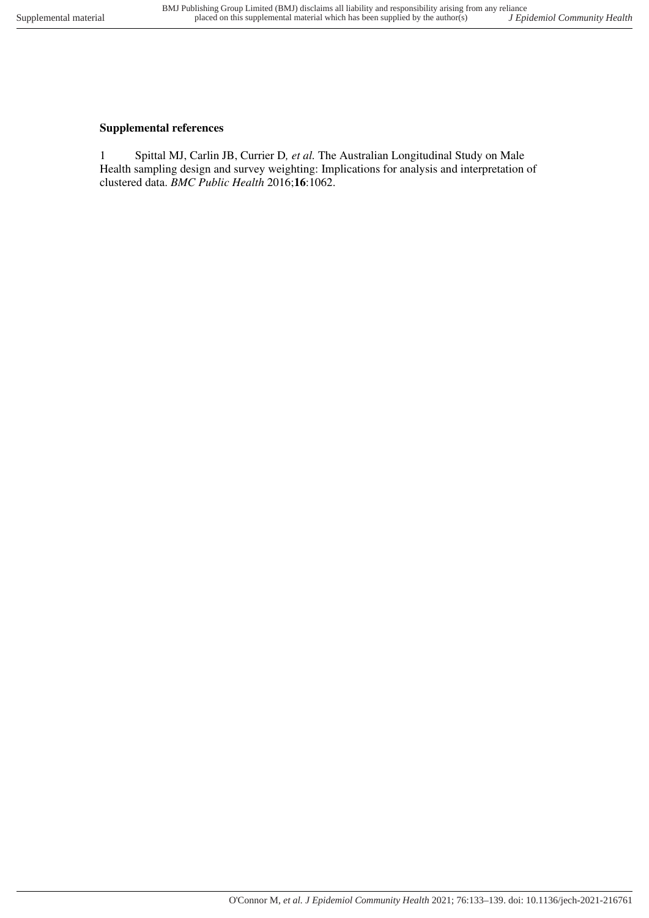**Supplemental references**

1 Spittal MJ, Carlin JB, Currier D, *et al.* The Australian Longitudinal Study on Male Health sampling design and survey weighting: Implications for analysis and interpretation of clustered data. *BMC Public Health* 2016;**16**:1062.